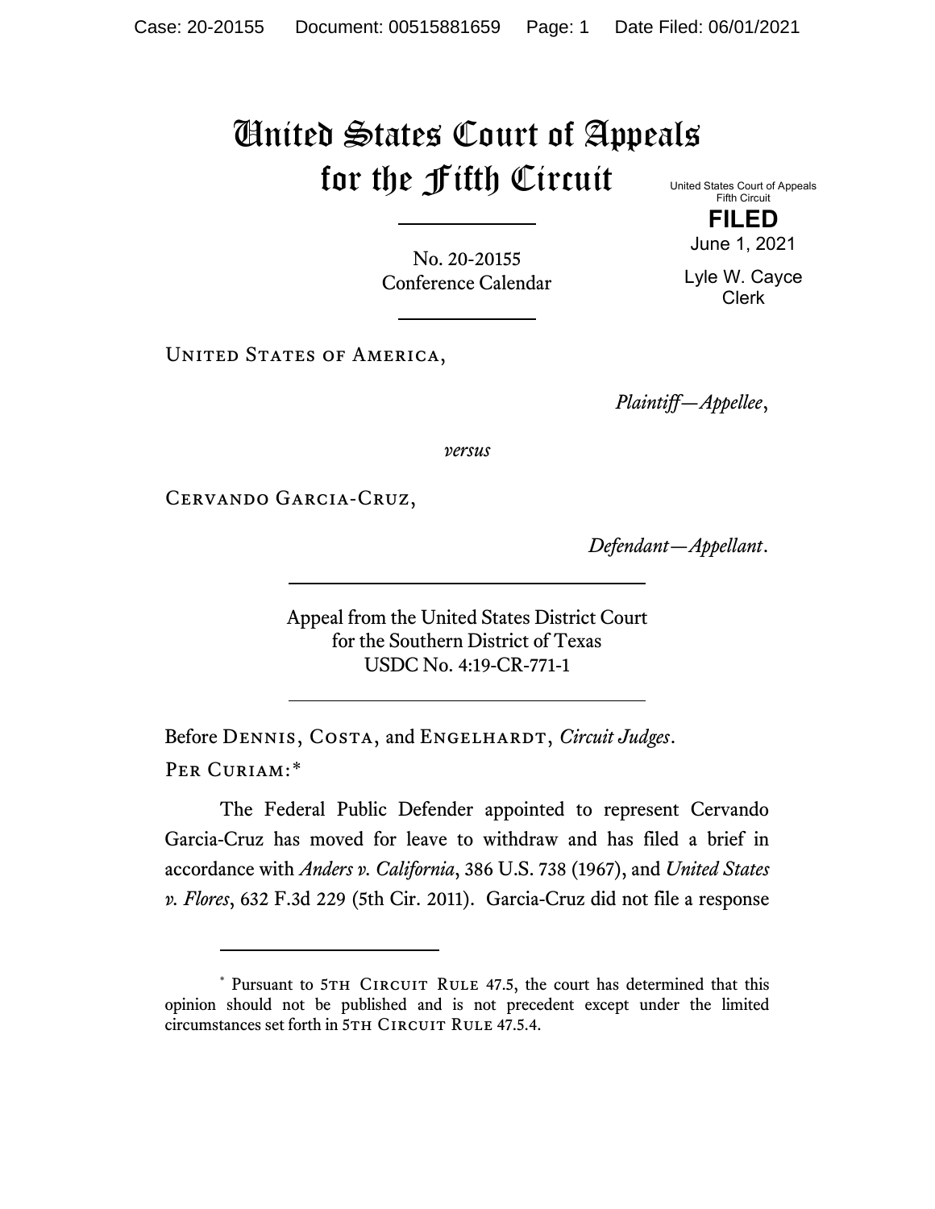# United States Court of Appeals for the Fifth Circuit

United States Court of Appeals
Fifth Circuit

**FILED**

June 1, 2021

Lyle W. Cayce
Clerk

No. 20-20155
Conference Calendar

United States of America,

*Plaintiff—Appellee*,

*versus*

Cervando Garcia-Cruz,

*Defendant—Appellant*.

Appeal from the United States District Court
for the Southern District of Texas
USDC No. 4:19-CR-771-1

Before Dennis, Costa, and Engelhardt, *Circuit Judges*.

Per Curiam:*

The Federal Public Defender appointed to represent Cervando Garcia-Cruz has moved for leave to withdraw and has filed a brief in accordance with *Anders v. California*, 386 U.S. 738 (1967), and *United States v. Flores*, 632 F.3d 229 (5th Cir. 2011). Garcia-Cruz did not file a response

---

* Pursuant to 5th Circuit Rule 47.5, the court has determined that this opinion should not be published and is not precedent except under the limited circumstances set forth in 5th Circuit Rule 47.5.4.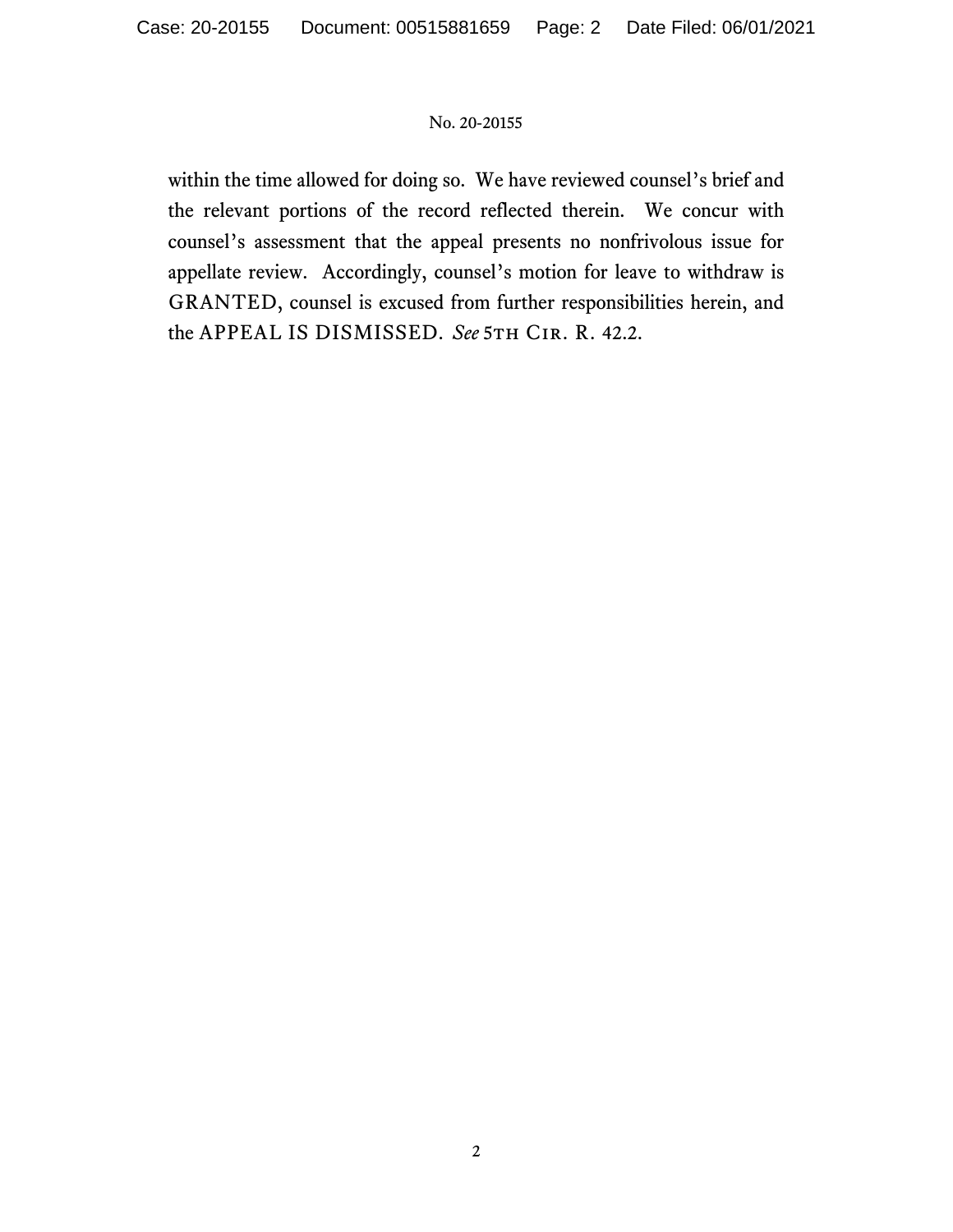within the time allowed for doing so. We have reviewed counsel's brief and the relevant portions of the record reflected therein. We concur with counsel's assessment that the appeal presents no nonfrivolous issue for appellate review. Accordingly, counsel's motion for leave to withdraw is GRANTED, counsel is excused from further responsibilities herein, and the APPEAL IS DISMISSED. *See* 5TH CIR. R. 42.2.